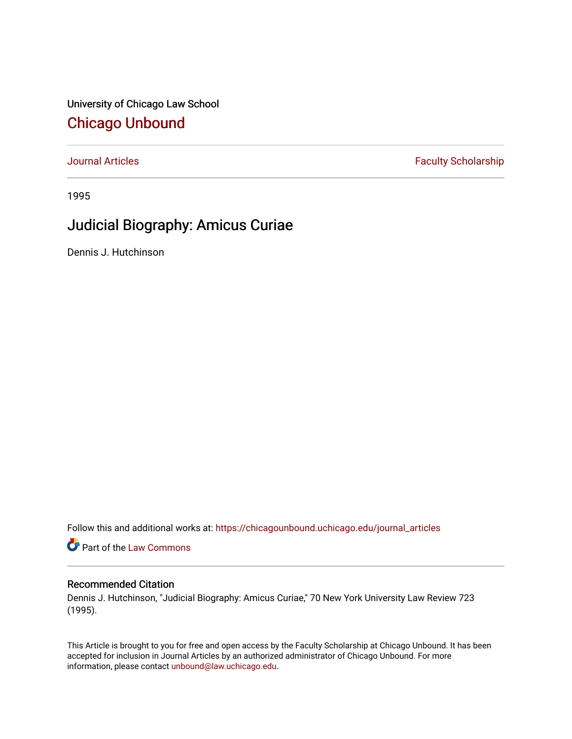University of Chicago Law School

## Chicago Unbound

Journal Articles | Faculty Scholarship

1995

# Judicial Biography: Amicus Curiae

Dennis J. Hutchinson

Follow this and additional works at: https://chicagounbound.uchicago.edu/journal_articles

Part of the Law Commons

### Recommended Citation

Dennis J. Hutchinson, "Judicial Biography: Amicus Curiae," 70 New York University Law Review 723 (1995).

This Article is brought to you for free and open access by the Faculty Scholarship at Chicago Unbound. It has been accepted for inclusion in Journal Articles by an authorized administrator of Chicago Unbound. For more information, please contact unbound@law.uchicago.edu.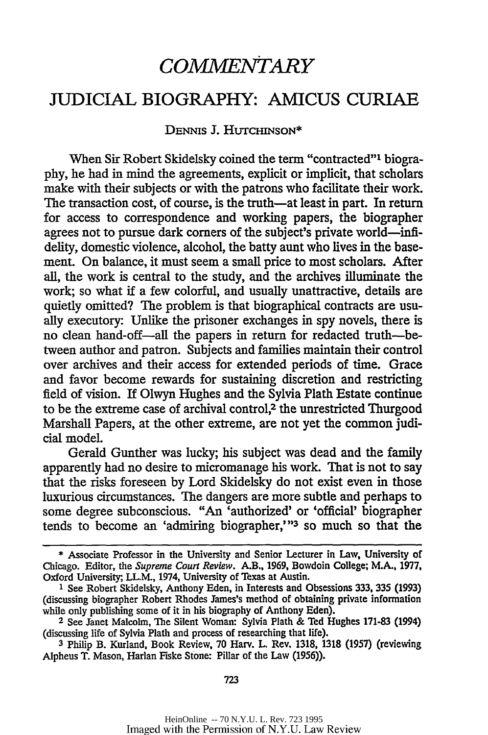# *COMMENTARY*

## JUDICIAL BIOGRAPHY: AMICUS CURIAE

DENNIS J. HUTCHINSON*

When Sir Robert Skidelsky coined the term "contracted"[1] biography, he had in mind the agreements, explicit or implicit, that scholars make with their subjects or with the patrons who facilitate their work. The transaction cost, of course, is the truth—at least in part. In return for access to correspondence and working papers, the biographer agrees not to pursue dark corners of the subject's private world—infidelity, domestic violence, alcohol, the batty aunt who lives in the basement. On balance, it must seem a small price to most scholars. After all, the work is central to the study, and the archives illuminate the work; so what if a few colorful, and usually unattractive, details are quietly omitted? The problem is that biographical contracts are usually executory: Unlike the prisoner exchanges in spy novels, there is no clean hand-off—all the papers in return for redacted truth—between author and patron. Subjects and families maintain their control over archives and their access for extended periods of time. Grace and favor become rewards for sustaining discretion and restricting field of vision. If Olwyn Hughes and the Sylvia Plath Estate continue to be the extreme case of archival control,[2] the unrestricted Thurgood Marshall Papers, at the other extreme, are not yet the common judicial model.

Gerald Gunther was lucky; his subject was dead and the family apparently had no desire to micromanage his work. That is not to say that the risks foreseen by Lord Skidelsky do not exist even in those luxurious circumstances. The dangers are more subtle and perhaps to some degree subconscious. "An 'authorized' or 'official' biographer tends to become an 'admiring biographer,'"[3] so much so that the

---

\* Associate Professor in the University and Senior Lecturer in Law, University of Chicago. Editor, the *Supreme Court Review*. A.B., 1969, Bowdoin College; M.A., 1977, Oxford University; LL.M., 1974, University of Texas at Austin.

[1] See Robert Skidelsky, Anthony Eden, in Interests and Obsessions 333, 335 (1993) (discussing biographer Robert Rhodes James's method of obtaining private information while only publishing some of it in his biography of Anthony Eden).

[2] See Janet Malcolm, The Silent Woman: Sylvia Plath & Ted Hughes 171-83 (1994) (discussing life of Sylvia Plath and process of researching that life).

[3] Philip B. Kurland, Book Review, 70 Harv. L. Rev. 1318, 1318 (1957) (reviewing Alpheus T. Mason, Harlan Fiske Stone: Pillar of the Law (1956)).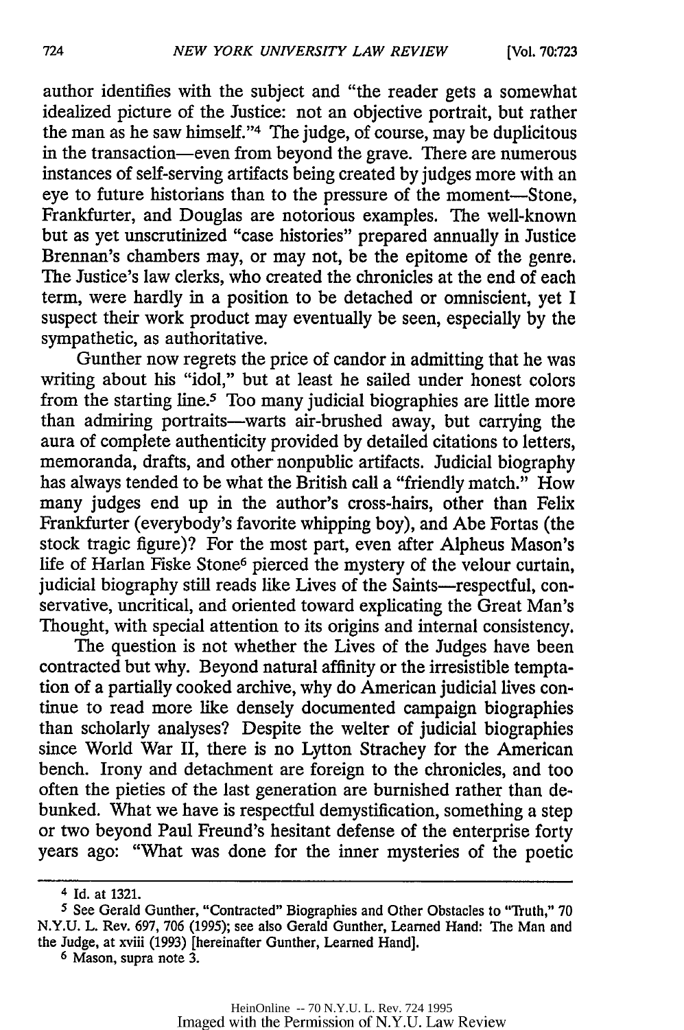author identifies with the subject and "the reader gets a somewhat idealized picture of the Justice: not an objective portrait, but rather the man as he saw himself."[4] The judge, of course, may be duplicitous in the transaction—even from beyond the grave. There are numerous instances of self-serving artifacts being created by judges more with an eye to future historians than to the pressure of the moment—Stone, Frankfurter, and Douglas are notorious examples. The well-known but as yet unscrutinized "case histories" prepared annually in Justice Brennan's chambers may, or may not, be the epitome of the genre. The Justice's law clerks, who created the chronicles at the end of each term, were hardly in a position to be detached or omniscient, yet I suspect their work product may eventually be seen, especially by the sympathetic, as authoritative.

Gunther now regrets the price of candor in admitting that he was writing about his "idol," but at least he sailed under honest colors from the starting line.[5] Too many judicial biographies are little more than admiring portraits—warts air-brushed away, but carrying the aura of complete authenticity provided by detailed citations to letters, memoranda, drafts, and other nonpublic artifacts. Judicial biography has always tended to be what the British call a "friendly match." How many judges end up in the author's cross-hairs, other than Felix Frankfurter (everybody's favorite whipping boy), and Abe Fortas (the stock tragic figure)? For the most part, even after Alpheus Mason's life of Harlan Fiske Stone[6] pierced the mystery of the velour curtain, judicial biography still reads like Lives of the Saints—respectful, conservative, uncritical, and oriented toward explicating the Great Man's Thought, with special attention to its origins and internal consistency.

The question is not whether the Lives of the Judges have been contracted but why. Beyond natural affinity or the irresistible temptation of a partially cooked archive, why do American judicial lives continue to read more like densely documented campaign biographies than scholarly analyses? Despite the welter of judicial biographies since World War II, there is no Lytton Strachey for the American bench. Irony and detachment are foreign to the chronicles, and too often the pieties of the last generation are burnished rather than debunked. What we have is respectful demystification, something a step or two beyond Paul Freund's hesitant defense of the enterprise forty years ago: "What was done for the inner mysteries of the poetic

---

[4] Id. at 1321.

[5] See Gerald Gunther, "Contracted" Biographies and Other Obstacles to "Truth," 70 N.Y.U. L. Rev. 697, 706 (1995); see also Gerald Gunther, Learned Hand: The Man and the Judge, at xviii (1993) [hereinafter Gunther, Learned Hand].

[6] Mason, supra note 3.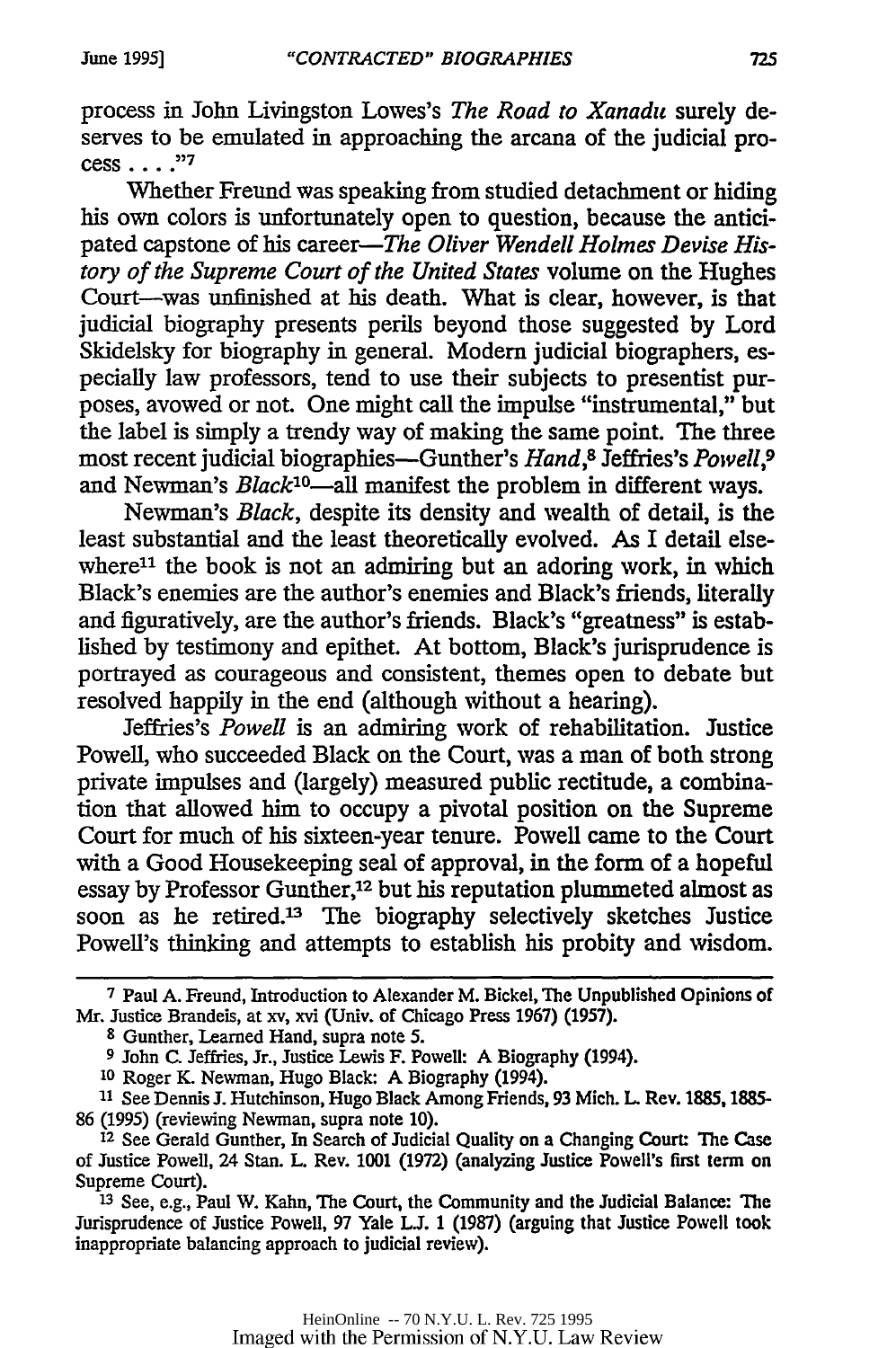process in John Livingston Lowes's *The Road to Xanadu* surely deserves to be emulated in approaching the arcana of the judicial process . . . ."[7]

Whether Freund was speaking from studied detachment or hiding his own colors is unfortunately open to question, because the anticipated capstone of his career—*The Oliver Wendell Holmes Devise History of the Supreme Court of the United States* volume on the Hughes Court—was unfinished at his death. What is clear, however, is that judicial biography presents perils beyond those suggested by Lord Skidelsky for biography in general. Modern judicial biographers, especially law professors, tend to use their subjects to presentist purposes, avowed or not. One might call the impulse "instrumental," but the label is simply a trendy way of making the same point. The three most recent judicial biographies—Gunther's *Hand*,[8] Jeffries's *Powell*,[9] and Newman's *Black*[10]—all manifest the problem in different ways.

Newman's *Black*, despite its density and wealth of detail, is the least substantial and the least theoretically evolved. As I detail elsewhere[11] the book is not an admiring but an adoring work, in which Black's enemies are the author's enemies and Black's friends, literally and figuratively, are the author's friends. Black's "greatness" is established by testimony and epithet. At bottom, Black's jurisprudence is portrayed as courageous and consistent, themes open to debate but resolved happily in the end (although without a hearing).

Jeffries's *Powell* is an admiring work of rehabilitation. Justice Powell, who succeeded Black on the Court, was a man of both strong private impulses and (largely) measured public rectitude, a combination that allowed him to occupy a pivotal position on the Supreme Court for much of his sixteen-year tenure. Powell came to the Court with a Good Housekeeping seal of approval, in the form of a hopeful essay by Professor Gunther,[12] but his reputation plummeted almost as soon as he retired.[13] The biography selectively sketches Justice Powell's thinking and attempts to establish his probity and wisdom.

---

[7] Paul A. Freund, Introduction to Alexander M. Bickel, The Unpublished Opinions of Mr. Justice Brandeis, at xv, xvi (Univ. of Chicago Press 1967) (1957).

[8] Gunther, Learned Hand, supra note 5.

[9] John C. Jeffries, Jr., Justice Lewis F. Powell: A Biography (1994).

[10] Roger K. Newman, Hugo Black: A Biography (1994).

[11] See Dennis J. Hutchinson, Hugo Black Among Friends, 93 Mich. L. Rev. 1885, 1885-86 (1995) (reviewing Newman, supra note 10).

[12] See Gerald Gunther, In Search of Judicial Quality on a Changing Court: The Case of Justice Powell, 24 Stan. L. Rev. 1001 (1972) (analyzing Justice Powell's first term on Supreme Court).

[13] See, e.g., Paul W. Kahn, The Court, the Community and the Judicial Balance: The Jurisprudence of Justice Powell, 97 Yale L.J. 1 (1987) (arguing that Justice Powell took inappropriate balancing approach to judicial review).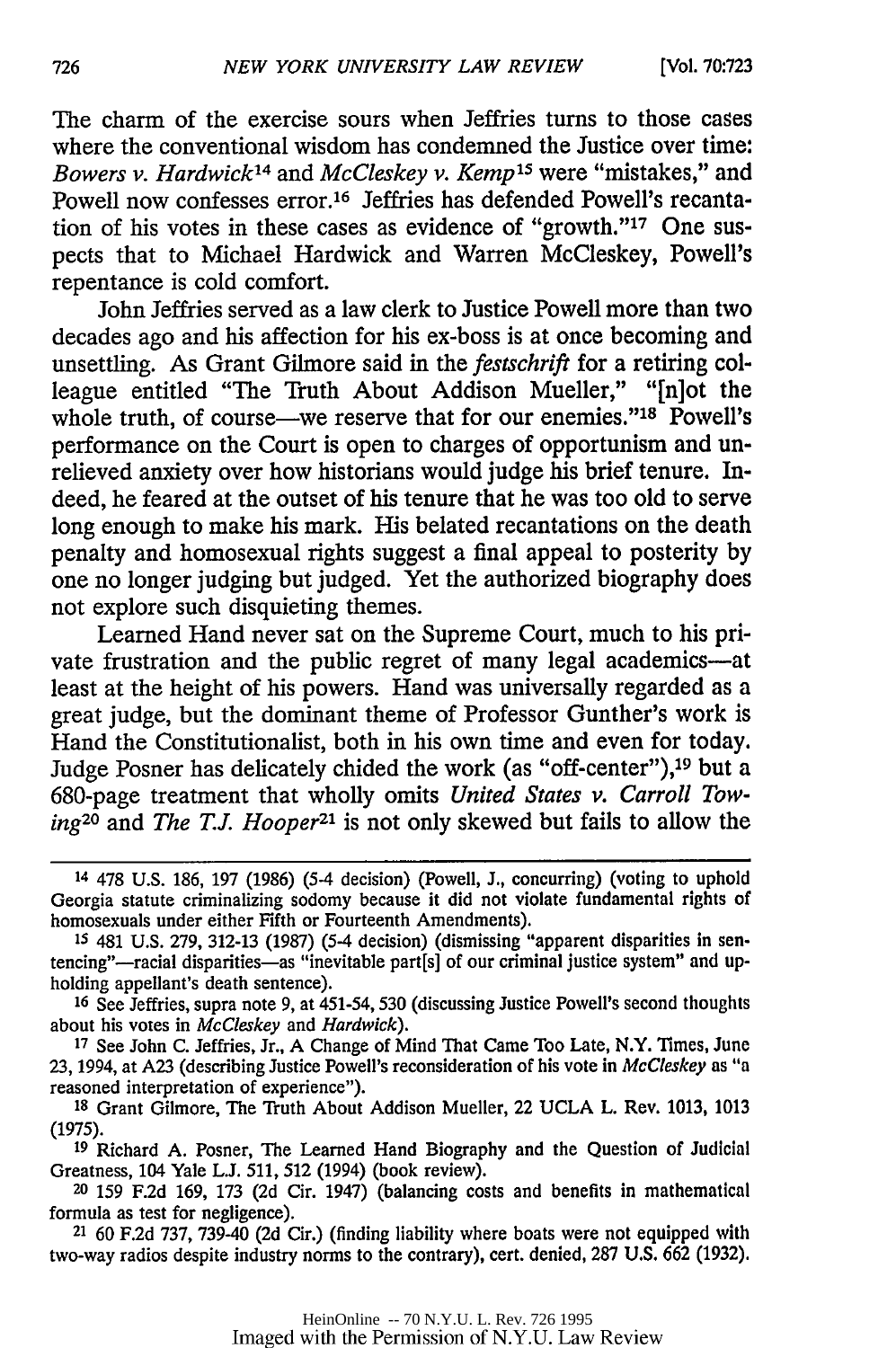The charm of the exercise sours when Jeffries turns to those cases where the conventional wisdom has condemned the Justice over time: *Bowers v. Hardwick*[14] and *McCleskey v. Kemp*[15] were "mistakes," and Powell now confesses error.[16] Jeffries has defended Powell's recantation of his votes in these cases as evidence of "growth."[17] One suspects that to Michael Hardwick and Warren McCleskey, Powell's repentance is cold comfort.

John Jeffries served as a law clerk to Justice Powell more than two decades ago and his affection for his ex-boss is at once becoming and unsettling. As Grant Gilmore said in the *festschrift* for a retiring colleague entitled "The Truth About Addison Mueller," "[n]ot the whole truth, of course—we reserve that for our enemies."[18] Powell's performance on the Court is open to charges of opportunism and unrelieved anxiety over how historians would judge his brief tenure. Indeed, he feared at the outset of his tenure that he was too old to serve long enough to make his mark. His belated recantations on the death penalty and homosexual rights suggest a final appeal to posterity by one no longer judging but judged. Yet the authorized biography does not explore such disquieting themes.

Learned Hand never sat on the Supreme Court, much to his private frustration and the public regret of many legal academics—at least at the height of his powers. Hand was universally regarded as a great judge, but the dominant theme of Professor Gunther's work is Hand the Constitutionalist, both in his own time and even for today. Judge Posner has delicately chided the work (as "off-center"),[19] but a 680-page treatment that wholly omits *United States v. Carroll Towing*[20] and *The T.J. Hooper*[21] is not only skewed but fails to allow the

---

[14] 478 U.S. 186, 197 (1986) (5-4 decision) (Powell, J., concurring) (voting to uphold Georgia statute criminalizing sodomy because it did not violate fundamental rights of homosexuals under either Fifth or Fourteenth Amendments).

[15] 481 U.S. 279, 312-13 (1987) (5-4 decision) (dismissing "apparent disparities in sentencing"—racial disparities—as "inevitable part[s] of our criminal justice system" and upholding appellant's death sentence).

[16] See Jeffries, supra note 9, at 451-54, 530 (discussing Justice Powell's second thoughts about his votes in *McCleskey* and *Hardwick*).

[17] See John C. Jeffries, Jr., A Change of Mind That Came Too Late, N.Y. Times, June 23, 1994, at A23 (describing Justice Powell's reconsideration of his vote in *McCleskey* as "a reasoned interpretation of experience").

[18] Grant Gilmore, The Truth About Addison Mueller, 22 UCLA L. Rev. 1013, 1013 (1975).

[19] Richard A. Posner, The Learned Hand Biography and the Question of Judicial Greatness, 104 Yale L.J. 511, 512 (1994) (book review).

[20] 159 F.2d 169, 173 (2d Cir. 1947) (balancing costs and benefits in mathematical formula as test for negligence).

[21] 60 F.2d 737, 739-40 (2d Cir.) (finding liability where boats were not equipped with two-way radios despite industry norms to the contrary), cert. denied, 287 U.S. 662 (1932).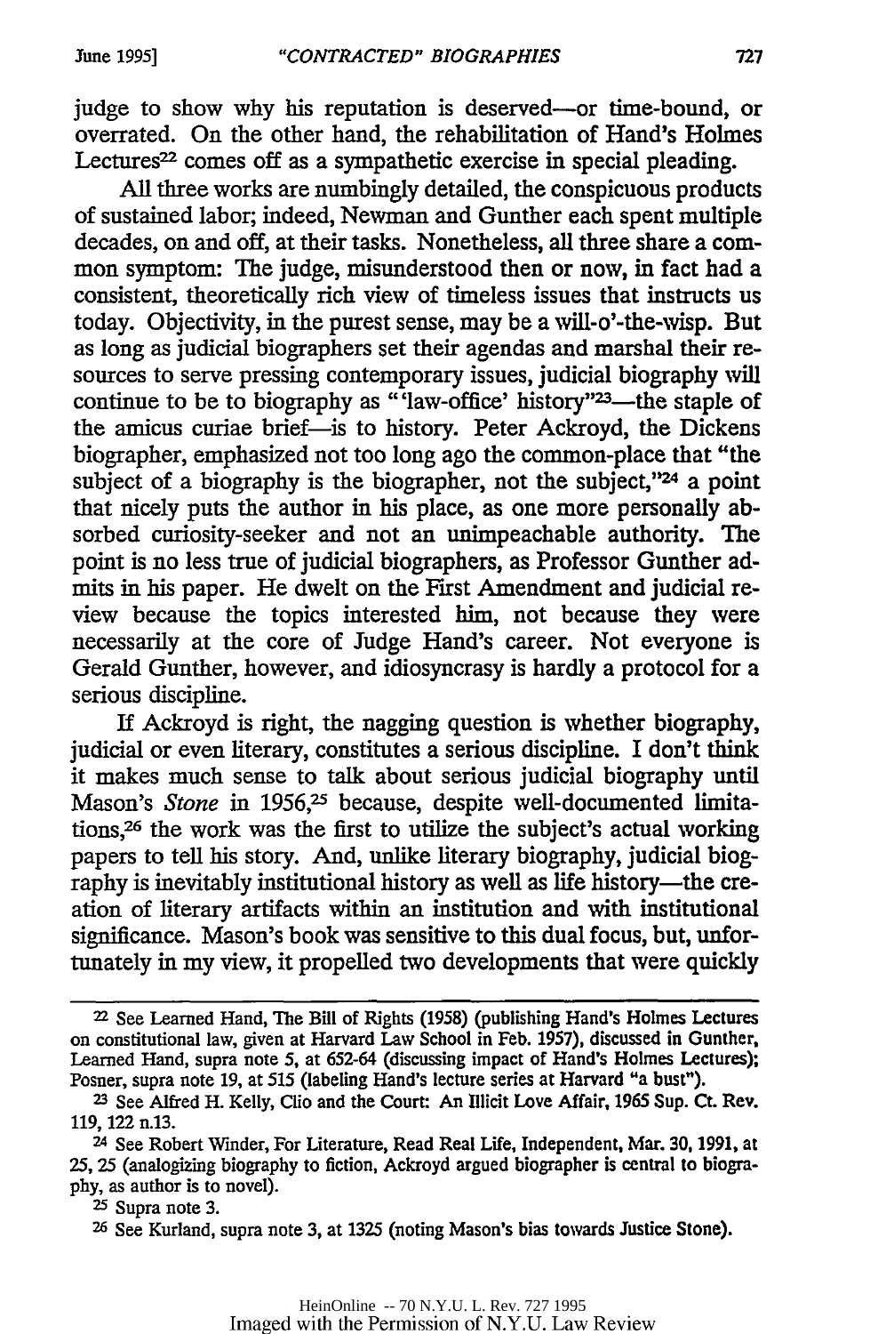judge to show why his reputation is deserved—or time-bound, or overrated. On the other hand, the rehabilitation of Hand's Holmes Lectures[22] comes off as a sympathetic exercise in special pleading.

All three works are numbingly detailed, the conspicuous products of sustained labor; indeed, Newman and Gunther each spent multiple decades, on and off, at their tasks. Nonetheless, all three share a common symptom: The judge, misunderstood then or now, in fact had a consistent, theoretically rich view of timeless issues that instructs us today. Objectivity, in the purest sense, may be a will-o'-the-wisp. But as long as judicial biographers set their agendas and marshal their resources to serve pressing contemporary issues, judicial biography will continue to be to biography as "'law-office' history"[23]—the staple of the amicus curiae brief—is to history. Peter Ackroyd, the Dickens biographer, emphasized not too long ago the common-place that "the subject of a biography is the biographer, not the subject,"[24] a point that nicely puts the author in his place, as one more personally absorbed curiosity-seeker and not an unimpeachable authority. The point is no less true of judicial biographers, as Professor Gunther admits in his paper. He dwelt on the First Amendment and judicial review because the topics interested him, not because they were necessarily at the core of Judge Hand's career. Not everyone is Gerald Gunther, however, and idiosyncrasy is hardly a protocol for a serious discipline.

If Ackroyd is right, the nagging question is whether biography, judicial or even literary, constitutes a serious discipline. I don't think it makes much sense to talk about serious judicial biography until Mason's *Stone* in 1956,[25] because, despite well-documented limitations,[26] the work was the first to utilize the subject's actual working papers to tell his story. And, unlike literary biography, judicial biography is inevitably institutional history as well as life history—the creation of literary artifacts within an institution and with institutional significance. Mason's book was sensitive to this dual focus, but, unfortunately in my view, it propelled two developments that were quickly

---

22 See Learned Hand, The Bill of Rights (1958) (publishing Hand's Holmes Lectures on constitutional law, given at Harvard Law School in Feb. 1957), discussed in Gunther, Learned Hand, supra note 5, at 652-64 (discussing impact of Hand's Holmes Lectures); Posner, supra note 19, at 515 (labeling Hand's lecture series at Harvard "a bust").

23 See Alfred H. Kelly, Clio and the Court: An Illicit Love Affair, 1965 Sup. Ct. Rev. 119, 122 n.13.

24 See Robert Winder, For Literature, Read Real Life, Independent, Mar. 30, 1991, at 25, 25 (analogizing biography to fiction, Ackroyd argued biographer is central to biography, as author is to novel).

25 Supra note 3.

26 See Kurland, supra note 3, at 1325 (noting Mason's bias towards Justice Stone).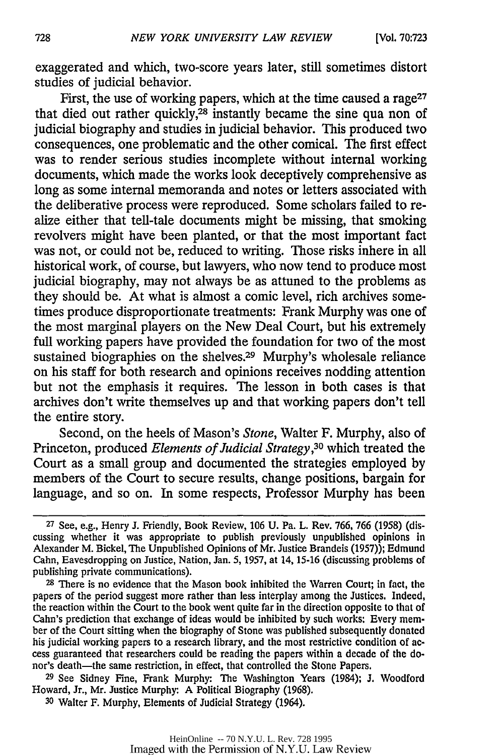exaggerated and which, two-score years later, still sometimes distort studies of judicial behavior.

First, the use of working papers, which at the time caused a rage[27] that died out rather quickly,[28] instantly became the sine qua non of judicial biography and studies in judicial behavior. This produced two consequences, one problematic and the other comical. The first effect was to render serious studies incomplete without internal working documents, which made the works look deceptively comprehensive as long as some internal memoranda and notes or letters associated with the deliberative process were reproduced. Some scholars failed to realize either that tell-tale documents might be missing, that smoking revolvers might have been planted, or that the most important fact was not, or could not be, reduced to writing. Those risks inhere in all historical work, of course, but lawyers, who now tend to produce most judicial biography, may not always be as attuned to the problems as they should be. At what is almost a comic level, rich archives sometimes produce disproportionate treatments: Frank Murphy was one of the most marginal players on the New Deal Court, but his extremely full working papers have provided the foundation for two of the most sustained biographies on the shelves.[29] Murphy's wholesale reliance on his staff for both research and opinions receives nodding attention but not the emphasis it requires. The lesson in both cases is that archives don't write themselves up and that working papers don't tell the entire story.

Second, on the heels of Mason's *Stone*, Walter F. Murphy, also of Princeton, produced *Elements of Judicial Strategy*,[30] which treated the Court as a small group and documented the strategies employed by members of the Court to secure results, change positions, bargain for language, and so on. In some respects, Professor Murphy has been

---

[27] See, e.g., Henry J. Friendly, Book Review, 106 U. Pa. L. Rev. 766, 766 (1958) (discussing whether it was appropriate to publish previously unpublished opinions in Alexander M. Bickel, The Unpublished Opinions of Mr. Justice Brandeis (1957)); Edmund Cahn, Eavesdropping on Justice, Nation, Jan. 5, 1957, at 14, 15-16 (discussing problems of publishing private communications).

[28] There is no evidence that the Mason book inhibited the Warren Court; in fact, the papers of the period suggest more rather than less interplay among the Justices. Indeed, the reaction within the Court to the book went quite far in the direction opposite to that of Cahn's prediction that exchange of ideas would be inhibited by such works: Every member of the Court sitting when the biography of Stone was published subsequently donated his judicial working papers to a research library, and the most restrictive condition of access guaranteed that researchers could be reading the papers within a decade of the donor's death—the same restriction, in effect, that controlled the Stone Papers.

[29] See Sidney Fine, Frank Murphy: The Washington Years (1984); J. Woodford Howard, Jr., Mr. Justice Murphy: A Political Biography (1968).

[30] Walter F. Murphy, Elements of Judicial Strategy (1964).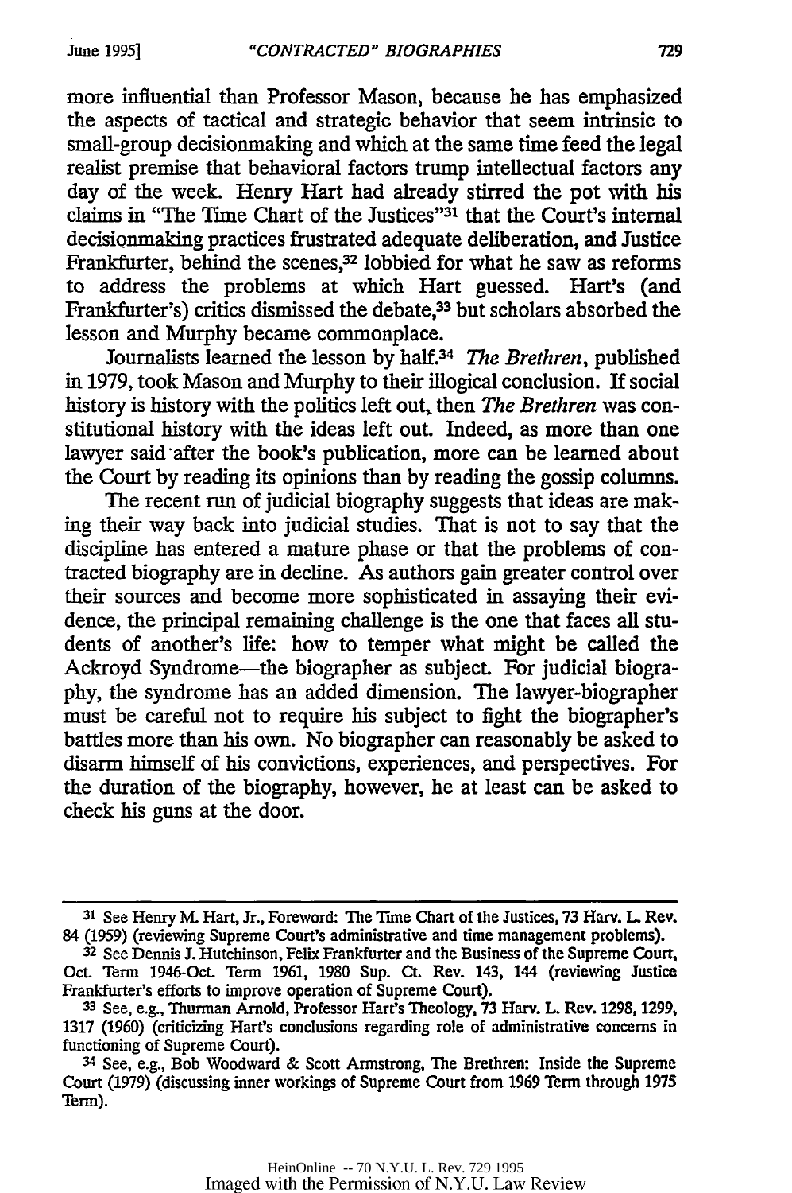more influential than Professor Mason, because he has emphasized the aspects of tactical and strategic behavior that seem intrinsic to small-group decisionmaking and which at the same time feed the legal realist premise that behavioral factors trump intellectual factors any day of the week. Henry Hart had already stirred the pot with his claims in "The Time Chart of the Justices"[31] that the Court's internal decisionmaking practices frustrated adequate deliberation, and Justice Frankfurter, behind the scenes,[32] lobbied for what he saw as reforms to address the problems at which Hart guessed. Hart's (and Frankfurter's) critics dismissed the debate,[33] but scholars absorbed the lesson and Murphy became commonplace.

Journalists learned the lesson by half.[34] *The Brethren*, published in 1979, took Mason and Murphy to their illogical conclusion. If social history is history with the politics left out, then *The Brethren* was constitutional history with the ideas left out. Indeed, as more than one lawyer said after the book's publication, more can be learned about the Court by reading its opinions than by reading the gossip columns.

The recent run of judicial biography suggests that ideas are making their way back into judicial studies. That is not to say that the discipline has entered a mature phase or that the problems of contracted biography are in decline. As authors gain greater control over their sources and become more sophisticated in assaying their evidence, the principal remaining challenge is the one that faces all students of another's life: how to temper what might be called the Ackroyd Syndrome—the biographer as subject. For judicial biography, the syndrome has an added dimension. The lawyer-biographer must be careful not to require his subject to fight the biographer's battles more than his own. No biographer can reasonably be asked to disarm himself of his convictions, experiences, and perspectives. For the duration of the biography, however, he at least can be asked to check his guns at the door.

---

[31] See Henry M. Hart, Jr., Foreword: The Time Chart of the Justices, 73 Harv. L. Rev. 84 (1959) (reviewing Supreme Court's administrative and time management problems).

[32] See Dennis J. Hutchinson, Felix Frankfurter and the Business of the Supreme Court, Oct. Term 1946-Oct. Term 1961, 1980 Sup. Ct. Rev. 143, 144 (reviewing Justice Frankfurter's efforts to improve operation of Supreme Court).

[33] See, e.g., Thurman Arnold, Professor Hart's Theology, 73 Harv. L. Rev. 1298, 1299, 1317 (1960) (criticizing Hart's conclusions regarding role of administrative concerns in functioning of Supreme Court).

[34] See, e.g., Bob Woodward & Scott Armstrong, The Brethren: Inside the Supreme Court (1979) (discussing inner workings of Supreme Court from 1969 Term through 1975 Term).